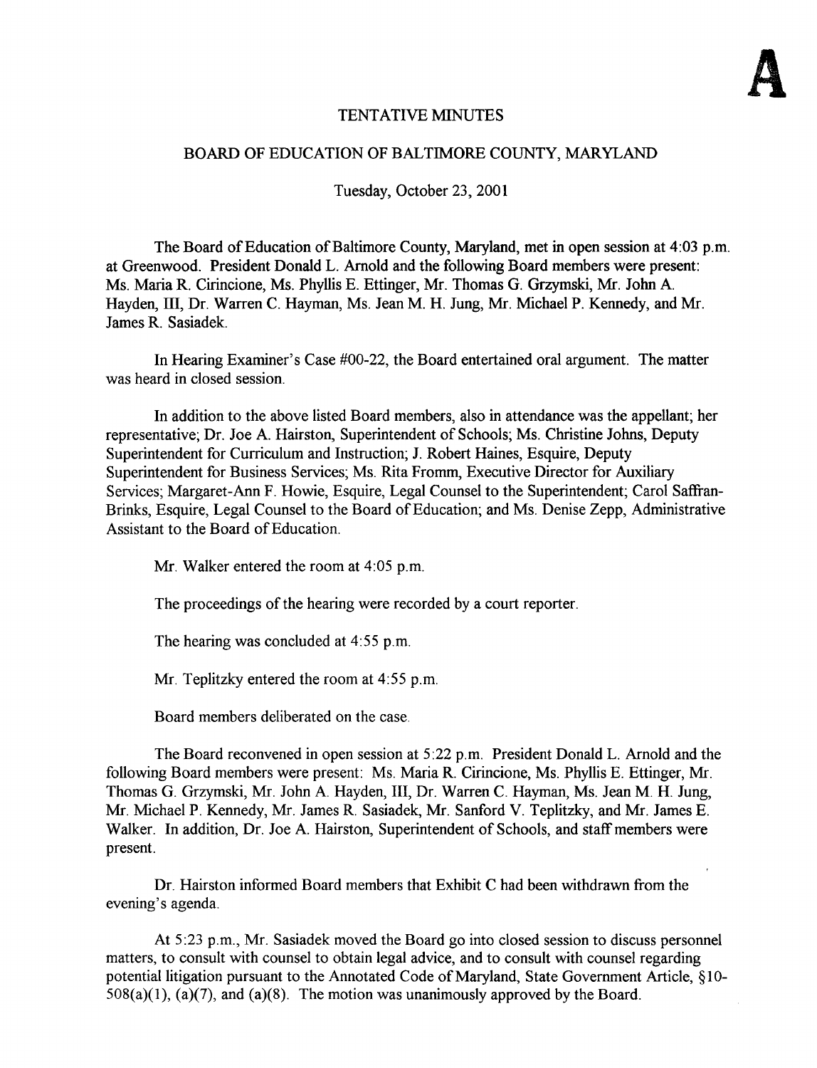**A**

# TENTATIVE MINUTES

## BOARD OF EDUCATION OF BALTIMORE COUNTY, MARYLAND

Tuesday, October 23, 2001

The Board of Education of Baltimore County, Maryland, met in open session at 4:03 p.m. at Greenwood. President Donald L. Arnold and the following Board members were present: Ms. Maria R. Cirincione, Ms. Phyllis E. Ettinger, Mr. Thomas G. Grzymski, Mr. John A. Hayden, III, Dr. Warren C. Hayman, Ms. Jean M. H. Jung, Mr. Michael P. Kennedy, and Mr. James R. Sasiadek.

In Hearing Examiner's Case #00-22, the Board entertained oral argument. The matter was heard in closed session.

In addition to the above listed Board members, also in attendance was the appellant; her representative; Dr. Joe A. Hairston, Superintendent of Schools; Ms. Christine Johns, Deputy Superintendent for Curriculum and Instruction; J. Robert Haines, Esquire, Deputy Superintendent for Business Services; Ms. Rita Fromm, Executive Director for Auxiliary Services; Margaret-Ann F. Howie, Esquire, Legal Counsel to the Superintendent; Carol Saffran-Brinks, Esquire, Legal Counsel to the Board of Education; and Ms. Denise Zepp, Administrative Assistant to the Board of Education.

Mr. Walker entered the room at 4:05 p.m.

The proceedings of the hearing were recorded by a court reporter.

The hearing was concluded at 4:55 p.m.

Mr. Teplitzky entered the room at 4:55 p.m.

Board members deliberated on the case.

The Board reconvened in open session at 5:22 p.m. President Donald L. Arnold and the following Board members were present: Ms. Maria R. Cirincione, Ms. Phyllis E. Ettinger, Mr. Thomas G. Grzymski, Mr. John A. Hayden, III, Dr. Warren C. Hayman, Ms. Jean M. H. Jung, Mr. Michael P. Kennedy, Mr. James R. Sasiadek, Mr. Sanford V. Teplitzky, and Mr. James E. Walker. In addition, Dr. Joe A. Hairston, Superintendent of Schools, and staff members were present.

Dr. Hairston informed Board members that Exhibit C had been withdrawn from the evening's agenda.

At 5:23 p.m., Mr. Sasiadek moved the Board go into closed session to discuss personnel matters, to consult with counsel to obtain legal advice, and to consult with counsel regarding potential litigation pursuant to the Annotated Code of Maryland, State Government Article, §10-508(a)(1), (a)(7), and (a)(8). The motion was unanimously approved by the Board.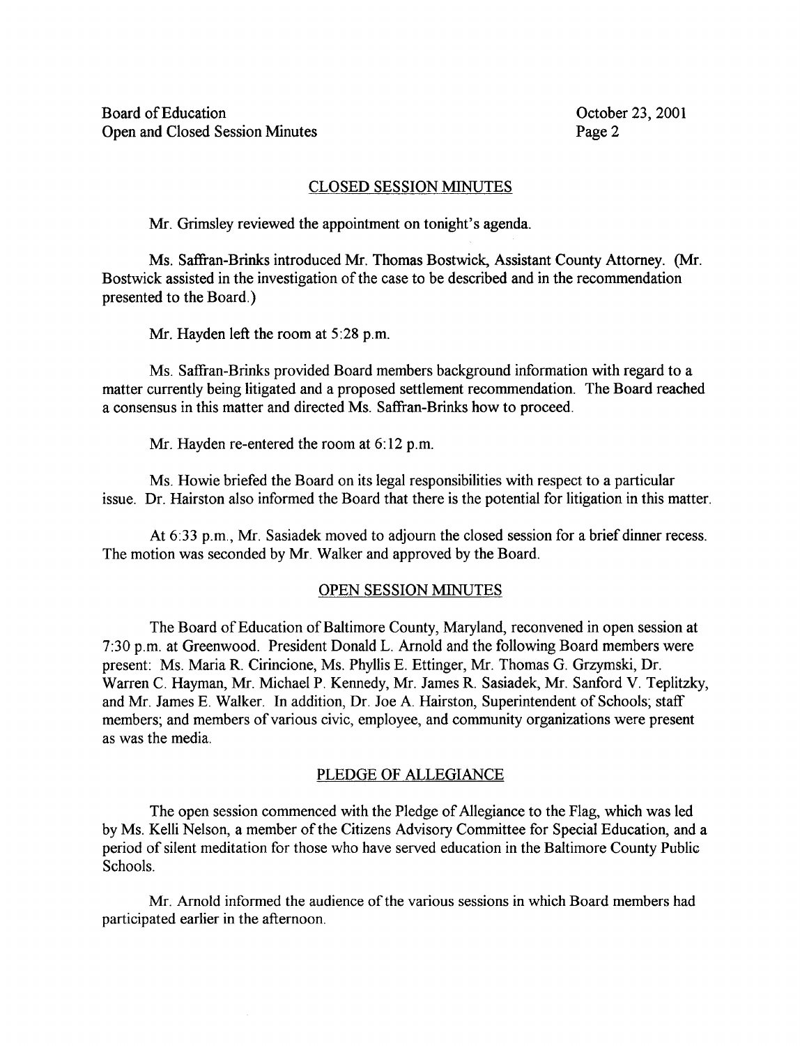## CLOSED SESSION MINUTES

Mr. Grimsley reviewed the appointment on tonight's agenda.

Ms. Saffran-Brinks introduced Mr. Thomas Bostwick, Assistant County Attorney. (Mr. Bostwick assisted in the investigation of the case to be described and in the recommendation presented to the Board.)

Mr. Hayden left the room at 5:28 p.m.

Ms. Saffran-Brinks provided Board members background information with regard to a matter currently being litigated and a proposed settlement recommendation. The Board reached a consensus in this matter and directed Ms. Saffran-Brinks how to proceed.

Mr. Hayden re-entered the room at 6:12 p.m.

Ms. Howie briefed the Board on its legal responsibilities with respect to a particular issue. Dr. Hairston also informed the Board that there is the potential for litigation in this matter.

At 6:33 p.m., Mr. Sasiadek moved to adjourn the closed session for a brief dinner recess. The motion was seconded by Mr. Walker and approved by the Board.

## OPEN SESSION MINUTES

The Board of Education of Baltimore County, Maryland, reconvened in open session at 7:30 p.m. at Greenwood. President Donald L. Arnold and the following Board members were present: Ms. Maria R. Cirincione, Ms. Phyllis E. Ettinger, Mr. Thomas G. Grzymski, Dr. Warren C. Hayman, Mr. Michael P. Kennedy, Mr. James R. Sasiadek, Mr. Sanford V. Teplitzky, and Mr. James E. Walker. In addition, Dr. Joe A. Hairston, Superintendent of Schools; staff members; and members of various civic, employee, and community organizations were present as was the media.

## PLEDGE OF ALLEGIANCE

The open session commenced with the Pledge of Allegiance to the Flag, which was led by Ms. Kelli Nelson, a member of the Citizens Advisory Committee for Special Education, and a period of silent meditation for those who have served education in the Baltimore County Public Schools.

Mr. Arnold informed the audience of the various sessions in which Board members had participated earlier in the afternoon.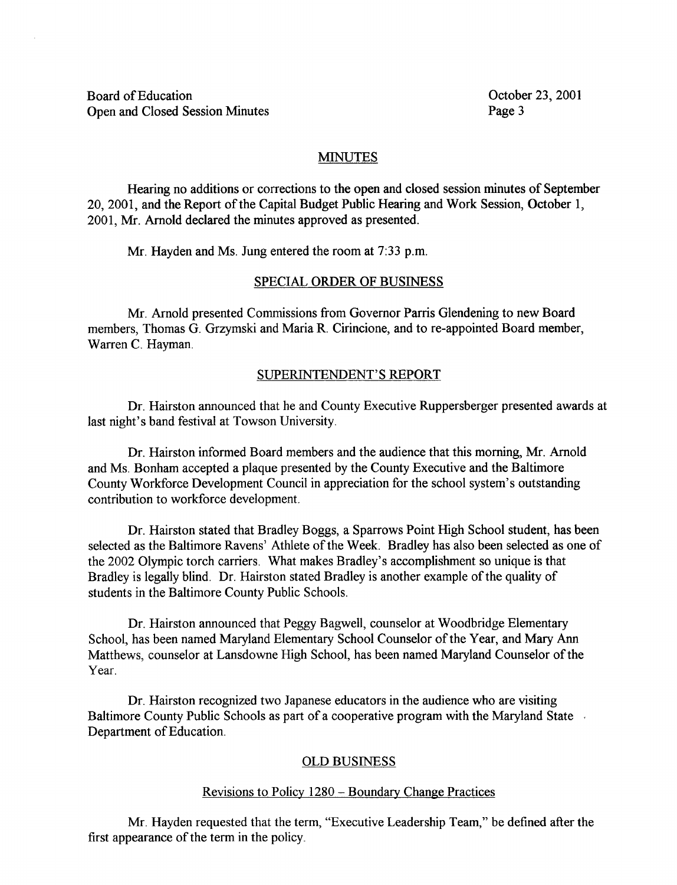## MINUTES

Hearing no additions or corrections to the open and closed session minutes of September 20, 2001, and the Report of the Capital Budget Public Hearing and Work Session, October 1, 2001, Mr. Arnold declared the minutes approved as presented.

Mr. Hayden and Ms. Jung entered the room at 7:33 p.m.

## SPECIAL ORDER OF BUSINESS

Mr. Arnold presented Commissions from Governor Parris Glendening to new Board members, Thomas G. Grzymski and Maria R. Cirincione, and to re-appointed Board member, Warren C. Hayman.

## SUPERINTENDENT'S REPORT

Dr. Hairston announced that he and County Executive Ruppersberger presented awards at last night's band festival at Towson University.

Dr. Hairston informed Board members and the audience that this morning, Mr. Arnold and Ms. Bonham accepted a plaque presented by the County Executive and the Baltimore County Workforce Development Council in appreciation for the school system's outstanding contribution to workforce development.

Dr. Hairston stated that Bradley Boggs, a Sparrows Point High School student, has been selected as the Baltimore Ravens' Athlete of the Week. Bradley has also been selected as one of the 2002 Olympic torch carriers. What makes Bradley's accomplishment so unique is that Bradley is legally blind. Dr. Hairston stated Bradley is another example of the quality of students in the Baltimore County Public Schools.

Dr. Hairston announced that Peggy Bagwell, counselor at Woodbridge Elementary School, has been named Maryland Elementary School Counselor of the Year, and Mary Ann Matthews, counselor at Lansdowne High School, has been named Maryland Counselor of the Year.

Dr. Hairston recognized two Japanese educators in the audience who are visiting Baltimore County Public Schools as part of a cooperative program with the Maryland State Department of Education.

## OLD BUSINESS

### Revisions to Policy 1280 – Boundary Change Practices

Mr. Hayden requested that the term, "Executive Leadership Team," be defined after the first appearance of the term in the policy.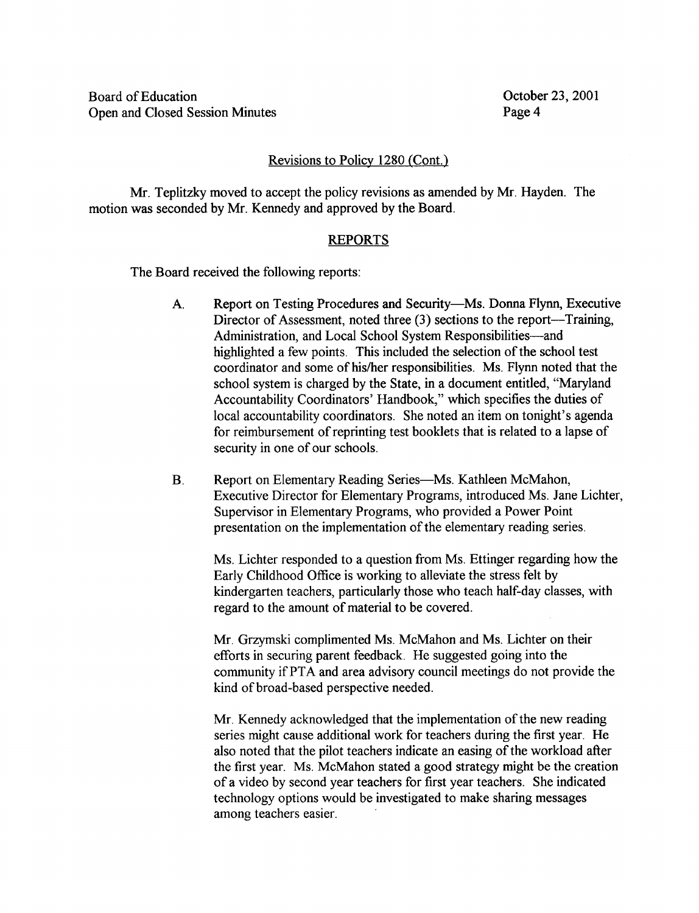Revisions to Policy 1280 (Cont.)

Mr. Teplitzky moved to accept the policy revisions as amended by Mr. Hayden. The motion was seconded by Mr. Kennedy and approved by the Board.

## REPORTS

The Board received the following reports:

A. Report on Testing Procedures and Security—Ms. Donna Flynn, Executive Director of Assessment, noted three (3) sections to the report—Training, Administration, and Local School System Responsibilities—and highlighted a few points. This included the selection of the school test coordinator and some of his/her responsibilities. Ms. Flynn noted that the school system is charged by the State, in a document entitled, "Maryland Accountability Coordinators' Handbook," which specifies the duties of local accountability coordinators. She noted an item on tonight's agenda for reimbursement of reprinting test booklets that is related to a lapse of security in one of our schools.

B. Report on Elementary Reading Series—Ms. Kathleen McMahon, Executive Director for Elementary Programs, introduced Ms. Jane Lichter, Supervisor in Elementary Programs, who provided a Power Point presentation on the implementation of the elementary reading series.

   Ms. Lichter responded to a question from Ms. Ettinger regarding how the Early Childhood Office is working to alleviate the stress felt by kindergarten teachers, particularly those who teach half-day classes, with regard to the amount of material to be covered.

   Mr. Grzymski complimented Ms. McMahon and Ms. Lichter on their efforts in securing parent feedback. He suggested going into the community if PTA and area advisory council meetings do not provide the kind of broad-based perspective needed.

   Mr. Kennedy acknowledged that the implementation of the new reading series might cause additional work for teachers during the first year. He also noted that the pilot teachers indicate an easing of the workload after the first year. Ms. McMahon stated a good strategy might be the creation of a video by second year teachers for first year teachers. She indicated technology options would be investigated to make sharing messages among teachers easier.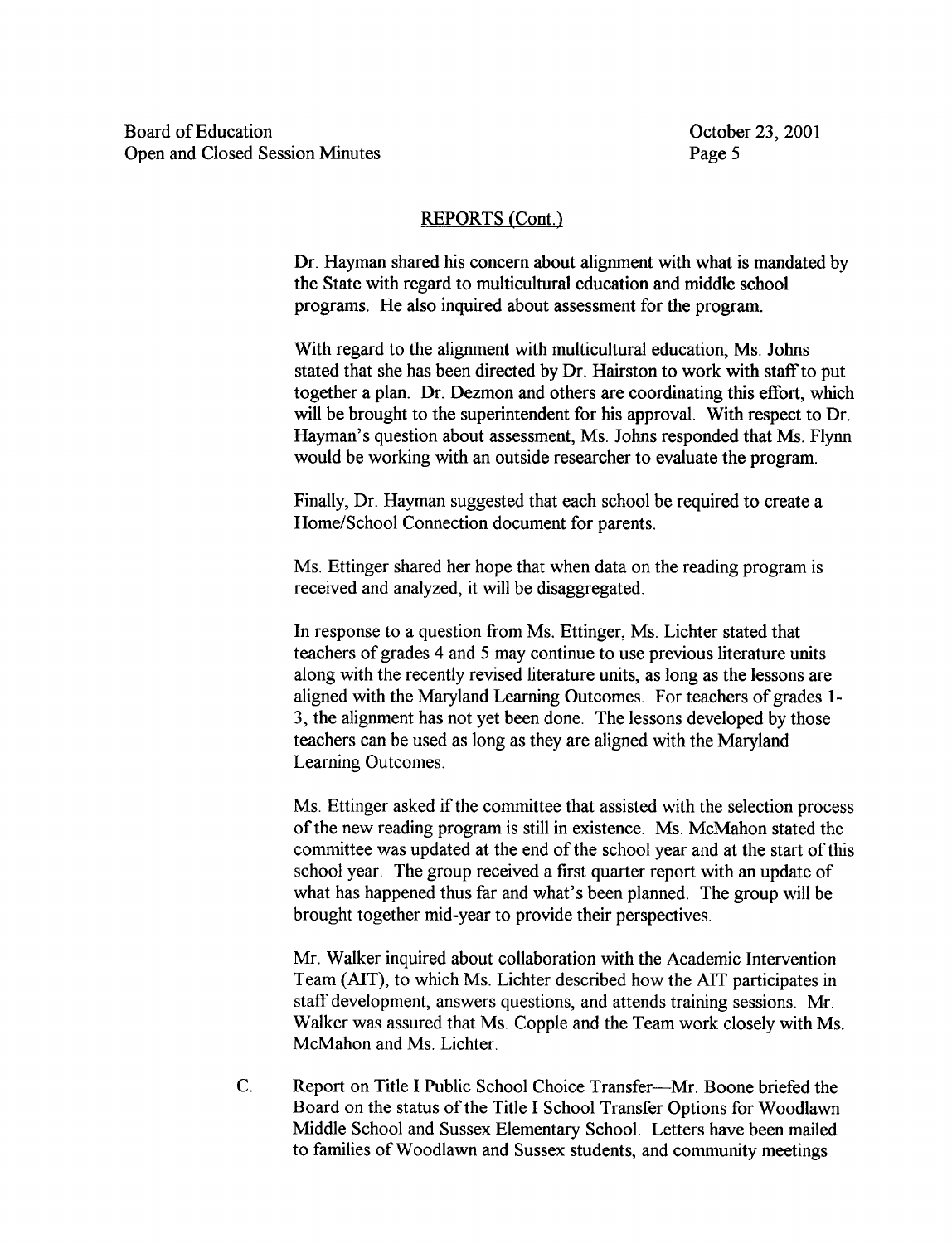## REPORTS (Cont.)

Dr. Hayman shared his concern about alignment with what is mandated by the State with regard to multicultural education and middle school programs. He also inquired about assessment for the program.

With regard to the alignment with multicultural education, Ms. Johns stated that she has been directed by Dr. Hairston to work with staff to put together a plan. Dr. Dezmon and others are coordinating this effort, which will be brought to the superintendent for his approval. With respect to Dr. Hayman's question about assessment, Ms. Johns responded that Ms. Flynn would be working with an outside researcher to evaluate the program.

Finally, Dr. Hayman suggested that each school be required to create a Home/School Connection document for parents.

Ms. Ettinger shared her hope that when data on the reading program is received and analyzed, it will be disaggregated.

In response to a question from Ms. Ettinger, Ms. Lichter stated that teachers of grades 4 and 5 may continue to use previous literature units along with the recently revised literature units, as long as the lessons are aligned with the Maryland Learning Outcomes. For teachers of grades 1-3, the alignment has not yet been done. The lessons developed by those teachers can be used as long as they are aligned with the Maryland Learning Outcomes.

Ms. Ettinger asked if the committee that assisted with the selection process of the new reading program is still in existence. Ms. McMahon stated the committee was updated at the end of the school year and at the start of this school year. The group received a first quarter report with an update of what has happened thus far and what's been planned. The group will be brought together mid-year to provide their perspectives.

Mr. Walker inquired about collaboration with the Academic Intervention Team (AIT), to which Ms. Lichter described how the AIT participates in staff development, answers questions, and attends training sessions. Mr. Walker was assured that Ms. Copple and the Team work closely with Ms. McMahon and Ms. Lichter.

C. Report on Title I Public School Choice Transfer—Mr. Boone briefed the Board on the status of the Title I School Transfer Options for Woodlawn Middle School and Sussex Elementary School. Letters have been mailed to families of Woodlawn and Sussex students, and community meetings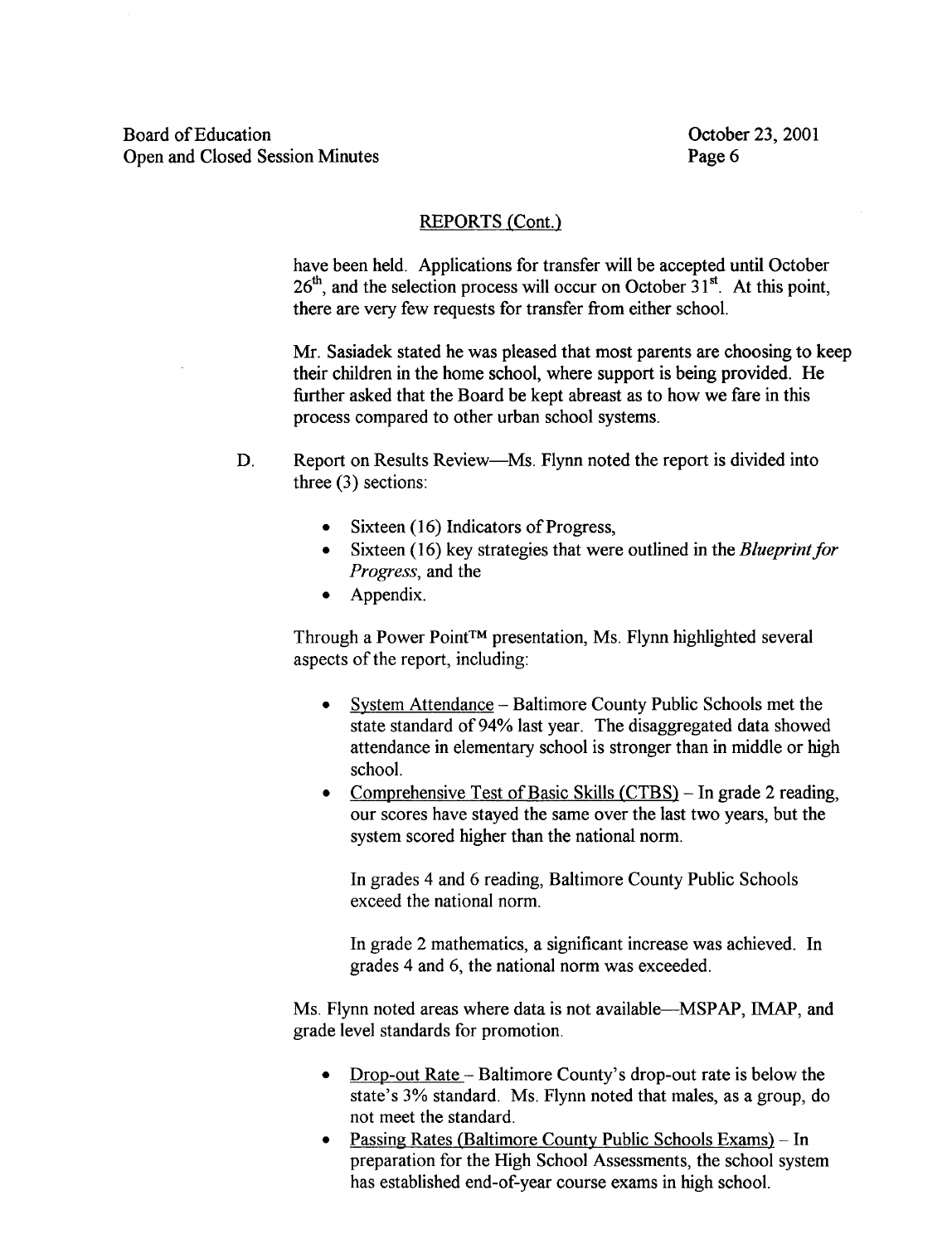## REPORTS (Cont.)

have been held. Applications for transfer will be accepted until October 26th, and the selection process will occur on October 31st. At this point, there are very few requests for transfer from either school.

Mr. Sasiadek stated he was pleased that most parents are choosing to keep their children in the home school, where support is being provided. He further asked that the Board be kept abreast as to how we fare in this process compared to other urban school systems.

D. Report on Results Review—Ms. Flynn noted the report is divided into three (3) sections:

- Sixteen (16) Indicators of Progress,
- Sixteen (16) key strategies that were outlined in the *Blueprint for Progress*, and the
- Appendix.

Through a Power Point™ presentation, Ms. Flynn highlighted several aspects of the report, including:

- System Attendance – Baltimore County Public Schools met the state standard of 94% last year. The disaggregated data showed attendance in elementary school is stronger than in middle or high school.
- Comprehensive Test of Basic Skills (CTBS) – In grade 2 reading, our scores have stayed the same over the last two years, but the system scored higher than the national norm.

  In grades 4 and 6 reading, Baltimore County Public Schools exceed the national norm.

  In grade 2 mathematics, a significant increase was achieved. In grades 4 and 6, the national norm was exceeded.

Ms. Flynn noted areas where data is not available—MSPAP, IMAP, and grade level standards for promotion.

- Drop-out Rate – Baltimore County's drop-out rate is below the state's 3% standard. Ms. Flynn noted that males, as a group, do not meet the standard.
- Passing Rates (Baltimore County Public Schools Exams) – In preparation for the High School Assessments, the school system has established end-of-year course exams in high school.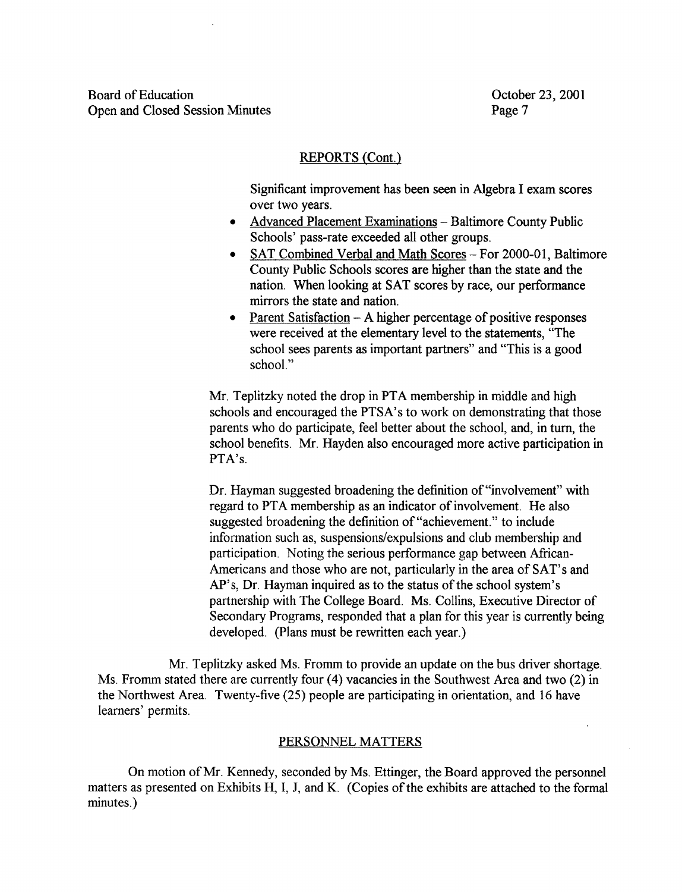## REPORTS (Cont.)

Significant improvement has been seen in Algebra I exam scores over two years.

- Advanced Placement Examinations – Baltimore County Public Schools' pass-rate exceeded all other groups.
- SAT Combined Verbal and Math Scores – For 2000-01, Baltimore County Public Schools scores are higher than the state and the nation. When looking at SAT scores by race, our performance mirrors the state and nation.
- Parent Satisfaction – A higher percentage of positive responses were received at the elementary level to the statements, "The school sees parents as important partners" and "This is a good school."

Mr. Teplitzky noted the drop in PTA membership in middle and high schools and encouraged the PTSA's to work on demonstrating that those parents who do participate, feel better about the school, and, in turn, the school benefits. Mr. Hayden also encouraged more active participation in PTA's.

Dr. Hayman suggested broadening the definition of "involvement" with regard to PTA membership as an indicator of involvement. He also suggested broadening the definition of "achievement." to include information such as, suspensions/expulsions and club membership and participation. Noting the serious performance gap between African-Americans and those who are not, particularly in the area of SAT's and AP's, Dr. Hayman inquired as to the status of the school system's partnership with The College Board. Ms. Collins, Executive Director of Secondary Programs, responded that a plan for this year is currently being developed. (Plans must be rewritten each year.)

Mr. Teplitzky asked Ms. Fromm to provide an update on the bus driver shortage. Ms. Fromm stated there are currently four (4) vacancies in the Southwest Area and two (2) in the Northwest Area. Twenty-five (25) people are participating in orientation, and 16 have learners' permits.

## PERSONNEL MATTERS

On motion of Mr. Kennedy, seconded by Ms. Ettinger, the Board approved the personnel matters as presented on Exhibits H, I, J, and K. (Copies of the exhibits are attached to the formal minutes.)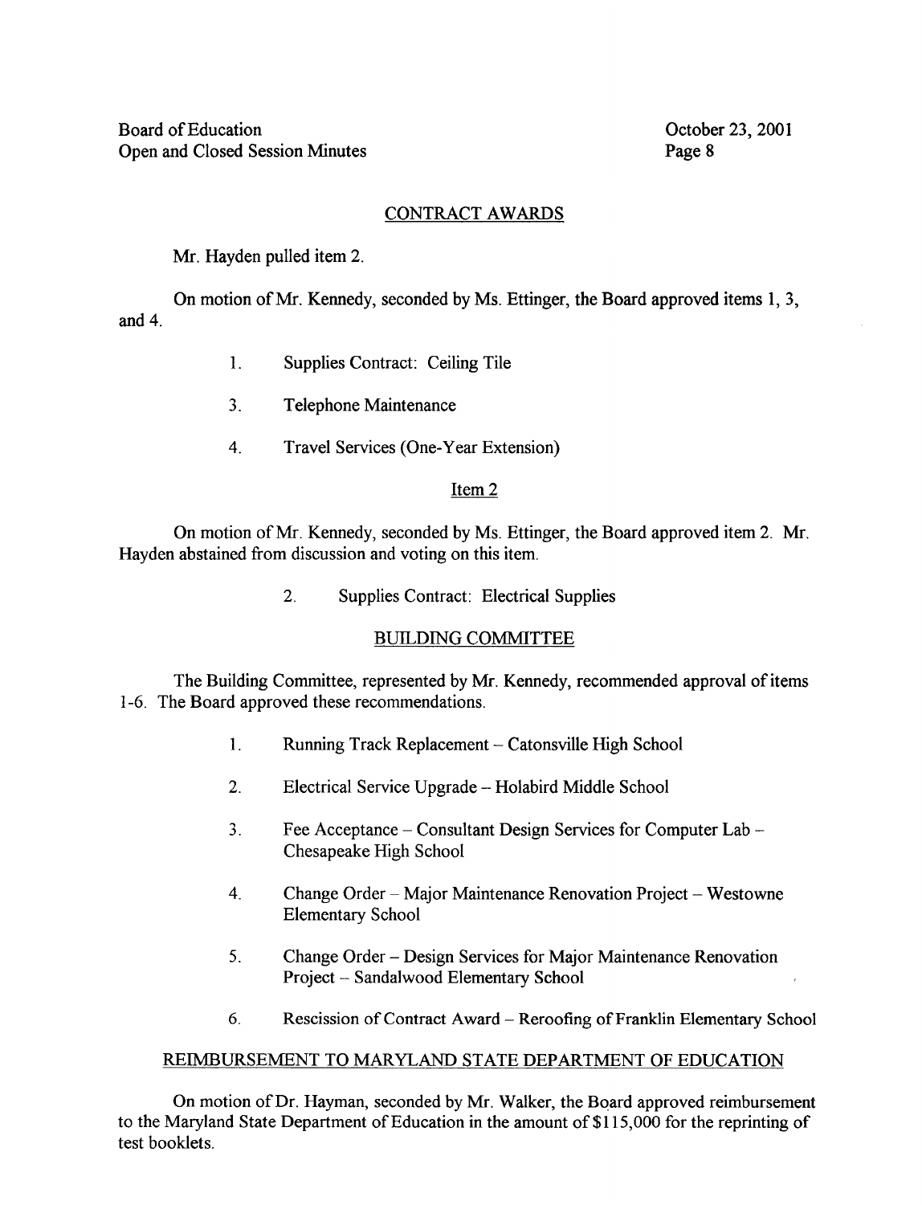## CONTRACT AWARDS

Mr. Hayden pulled item 2.

On motion of Mr. Kennedy, seconded by Ms. Ettinger, the Board approved items 1, 3, and 4.

1. Supplies Contract: Ceiling Tile

3. Telephone Maintenance

4. Travel Services (One-Year Extension)

### Item 2

On motion of Mr. Kennedy, seconded by Ms. Ettinger, the Board approved item 2. Mr. Hayden abstained from discussion and voting on this item.

2. Supplies Contract: Electrical Supplies

## BUILDING COMMITTEE

The Building Committee, represented by Mr. Kennedy, recommended approval of items 1-6. The Board approved these recommendations.

1. Running Track Replacement – Catonsville High School

2. Electrical Service Upgrade – Holabird Middle School

3. Fee Acceptance – Consultant Design Services for Computer Lab – Chesapeake High School

4. Change Order – Major Maintenance Renovation Project – Westowne Elementary School

5. Change Order – Design Services for Major Maintenance Renovation Project – Sandalwood Elementary School

6. Rescission of Contract Award – Reroofing of Franklin Elementary School

## REIMBURSEMENT TO MARYLAND STATE DEPARTMENT OF EDUCATION

On motion of Dr. Hayman, seconded by Mr. Walker, the Board approved reimbursement to the Maryland State Department of Education in the amount of $115,000 for the reprinting of test booklets.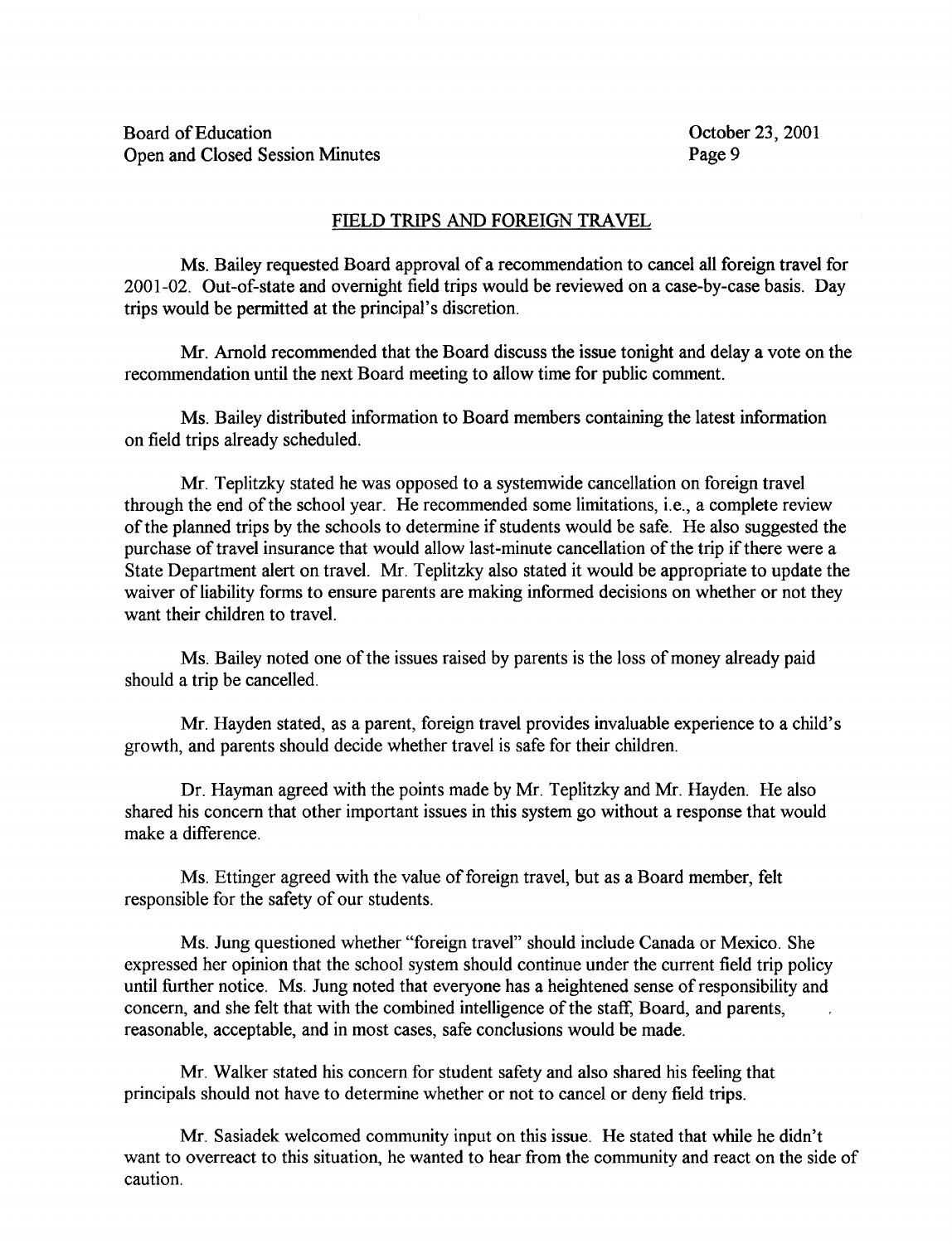## FIELD TRIPS AND FOREIGN TRAVEL

Ms. Bailey requested Board approval of a recommendation to cancel all foreign travel for 2001-02. Out-of-state and overnight field trips would be reviewed on a case-by-case basis. Day trips would be permitted at the principal's discretion.

Mr. Arnold recommended that the Board discuss the issue tonight and delay a vote on the recommendation until the next Board meeting to allow time for public comment.

Ms. Bailey distributed information to Board members containing the latest information on field trips already scheduled.

Mr. Teplitzky stated he was opposed to a systemwide cancellation on foreign travel through the end of the school year. He recommended some limitations, i.e., a complete review of the planned trips by the schools to determine if students would be safe. He also suggested the purchase of travel insurance that would allow last-minute cancellation of the trip if there were a State Department alert on travel. Mr. Teplitzky also stated it would be appropriate to update the waiver of liability forms to ensure parents are making informed decisions on whether or not they want their children to travel.

Ms. Bailey noted one of the issues raised by parents is the loss of money already paid should a trip be cancelled.

Mr. Hayden stated, as a parent, foreign travel provides invaluable experience to a child's growth, and parents should decide whether travel is safe for their children.

Dr. Hayman agreed with the points made by Mr. Teplitzky and Mr. Hayden. He also shared his concern that other important issues in this system go without a response that would make a difference.

Ms. Ettinger agreed with the value of foreign travel, but as a Board member, felt responsible for the safety of our students.

Ms. Jung questioned whether "foreign travel" should include Canada or Mexico. She expressed her opinion that the school system should continue under the current field trip policy until further notice. Ms. Jung noted that everyone has a heightened sense of responsibility and concern, and she felt that with the combined intelligence of the staff, Board, and parents, reasonable, acceptable, and in most cases, safe conclusions would be made.

Mr. Walker stated his concern for student safety and also shared his feeling that principals should not have to determine whether or not to cancel or deny field trips.

Mr. Sasiadek welcomed community input on this issue. He stated that while he didn't want to overreact to this situation, he wanted to hear from the community and react on the side of caution.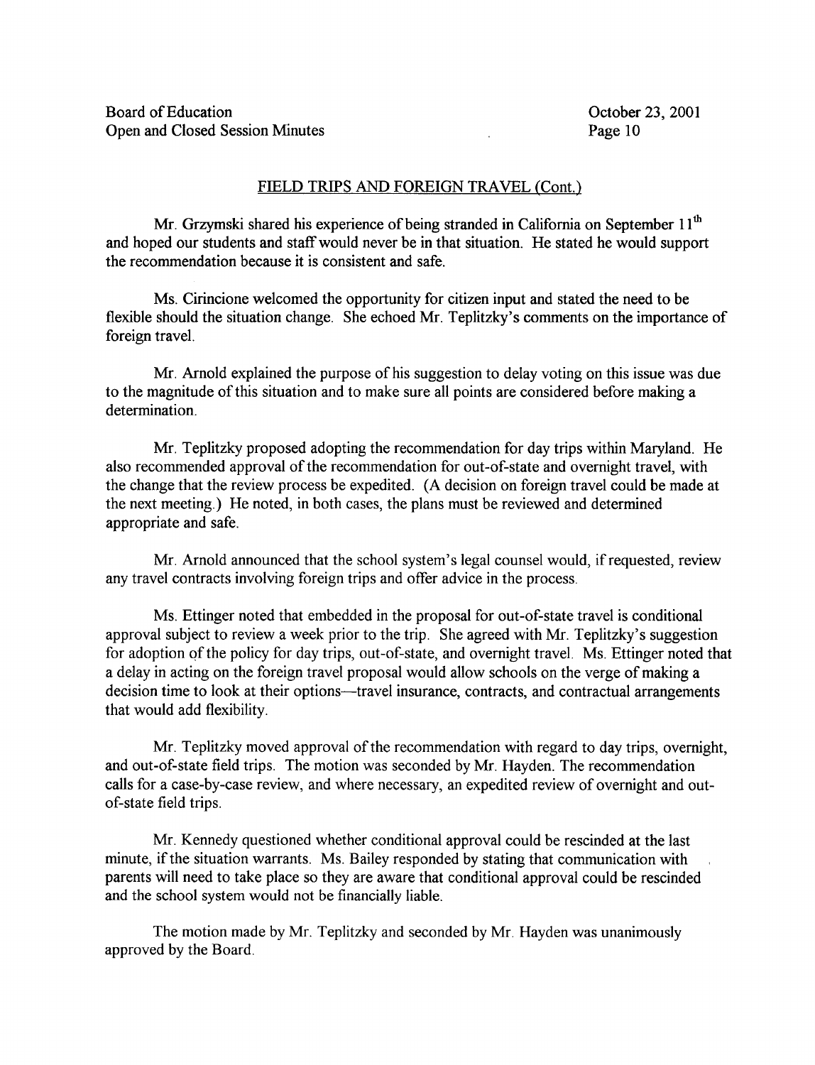## FIELD TRIPS AND FOREIGN TRAVEL (Cont.)

Mr. Grzymski shared his experience of being stranded in California on September 11th and hoped our students and staff would never be in that situation. He stated he would support the recommendation because it is consistent and safe.

Ms. Cirincione welcomed the opportunity for citizen input and stated the need to be flexible should the situation change. She echoed Mr. Teplitzky's comments on the importance of foreign travel.

Mr. Arnold explained the purpose of his suggestion to delay voting on this issue was due to the magnitude of this situation and to make sure all points are considered before making a determination.

Mr. Teplitzky proposed adopting the recommendation for day trips within Maryland. He also recommended approval of the recommendation for out-of-state and overnight travel, with the change that the review process be expedited. (A decision on foreign travel could be made at the next meeting.) He noted, in both cases, the plans must be reviewed and determined appropriate and safe.

Mr. Arnold announced that the school system's legal counsel would, if requested, review any travel contracts involving foreign trips and offer advice in the process.

Ms. Ettinger noted that embedded in the proposal for out-of-state travel is conditional approval subject to review a week prior to the trip. She agreed with Mr. Teplitzky's suggestion for adoption of the policy for day trips, out-of-state, and overnight travel. Ms. Ettinger noted that a delay in acting on the foreign travel proposal would allow schools on the verge of making a decision time to look at their options—travel insurance, contracts, and contractual arrangements that would add flexibility.

Mr. Teplitzky moved approval of the recommendation with regard to day trips, overnight, and out-of-state field trips. The motion was seconded by Mr. Hayden. The recommendation calls for a case-by-case review, and where necessary, an expedited review of overnight and out-of-state field trips.

Mr. Kennedy questioned whether conditional approval could be rescinded at the last minute, if the situation warrants. Ms. Bailey responded by stating that communication with parents will need to take place so they are aware that conditional approval could be rescinded and the school system would not be financially liable.

The motion made by Mr. Teplitzky and seconded by Mr. Hayden was unanimously approved by the Board.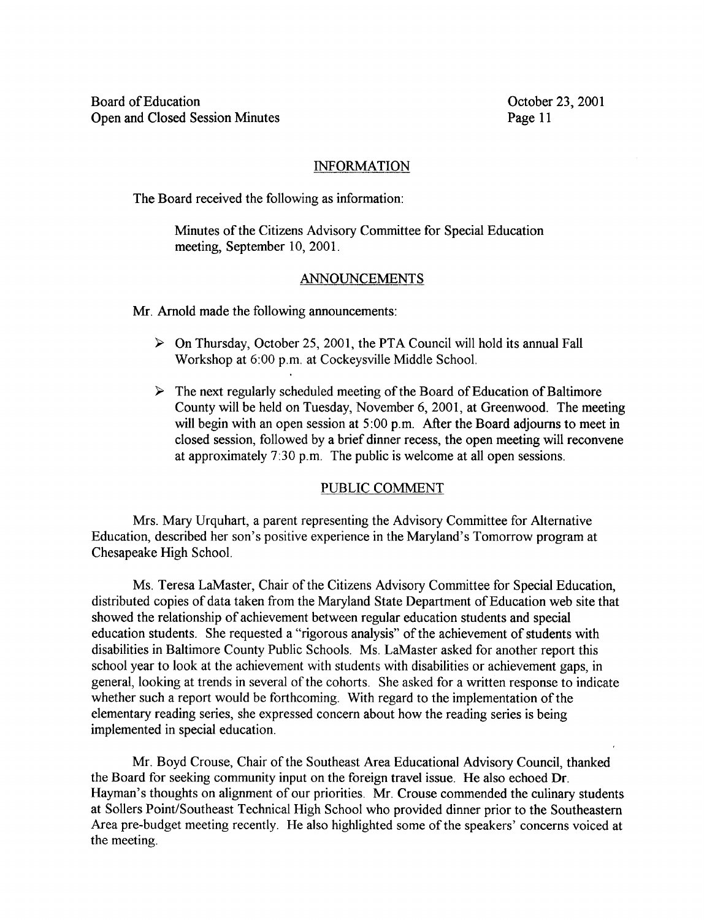## INFORMATION

The Board received the following as information:

> Minutes of the Citizens Advisory Committee for Special Education meeting, September 10, 2001.

## ANNOUNCEMENTS

Mr. Arnold made the following announcements:

- On Thursday, October 25, 2001, the PTA Council will hold its annual Fall Workshop at 6:00 p.m. at Cockeysville Middle School.
- The next regularly scheduled meeting of the Board of Education of Baltimore County will be held on Tuesday, November 6, 2001, at Greenwood. The meeting will begin with an open session at 5:00 p.m. After the Board adjourns to meet in closed session, followed by a brief dinner recess, the open meeting will reconvene at approximately 7:30 p.m. The public is welcome at all open sessions.

## PUBLIC COMMENT

Mrs. Mary Urquhart, a parent representing the Advisory Committee for Alternative Education, described her son's positive experience in the Maryland's Tomorrow program at Chesapeake High School.

Ms. Teresa LaMaster, Chair of the Citizens Advisory Committee for Special Education, distributed copies of data taken from the Maryland State Department of Education web site that showed the relationship of achievement between regular education students and special education students. She requested a "rigorous analysis" of the achievement of students with disabilities in Baltimore County Public Schools. Ms. LaMaster asked for another report this school year to look at the achievement with students with disabilities or achievement gaps, in general, looking at trends in several of the cohorts. She asked for a written response to indicate whether such a report would be forthcoming. With regard to the implementation of the elementary reading series, she expressed concern about how the reading series is being implemented in special education.

Mr. Boyd Crouse, Chair of the Southeast Area Educational Advisory Council, thanked the Board for seeking community input on the foreign travel issue. He also echoed Dr. Hayman's thoughts on alignment of our priorities. Mr. Crouse commended the culinary students at Sollers Point/Southeast Technical High School who provided dinner prior to the Southeastern Area pre-budget meeting recently. He also highlighted some of the speakers' concerns voiced at the meeting.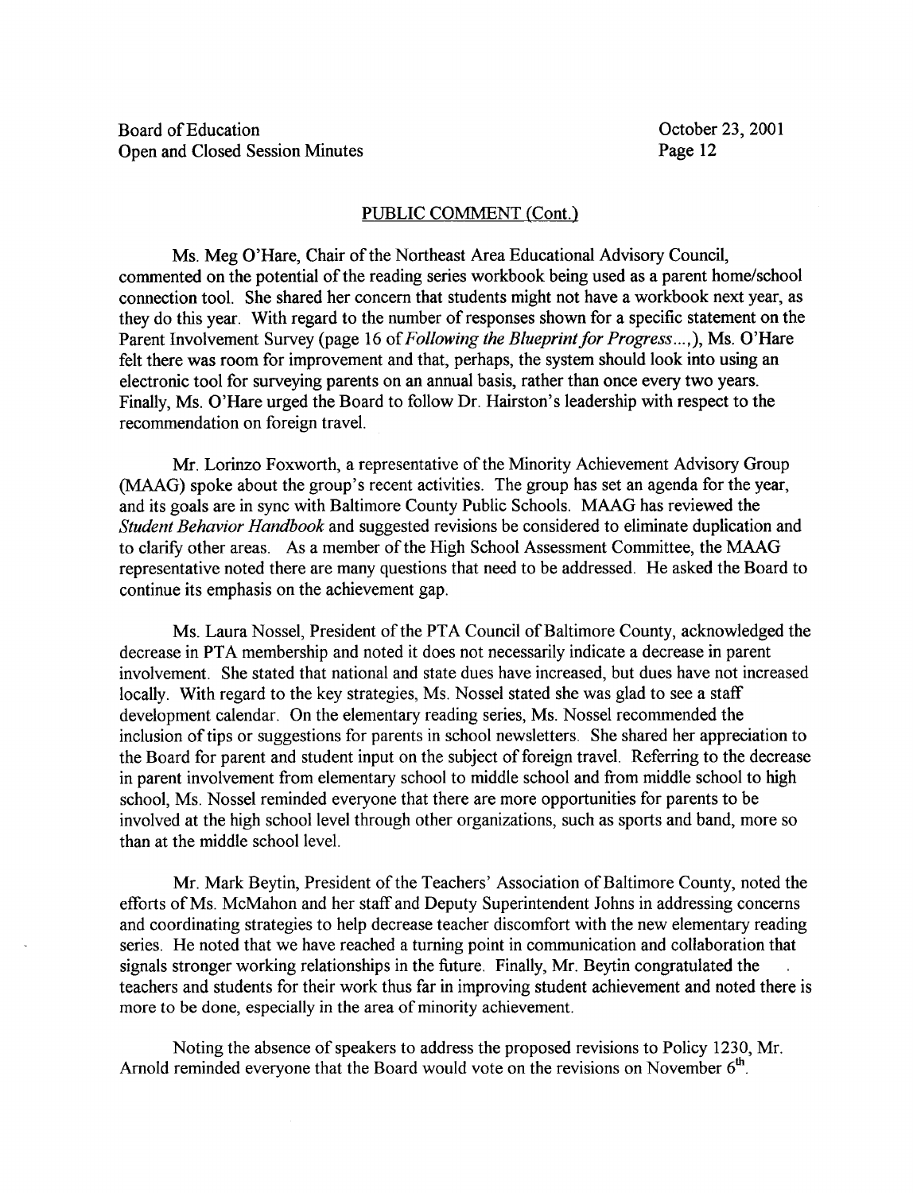## PUBLIC COMMENT (Cont.)

Ms. Meg O'Hare, Chair of the Northeast Area Educational Advisory Council, commented on the potential of the reading series workbook being used as a parent home/school connection tool. She shared her concern that students might not have a workbook next year, as they do this year. With regard to the number of responses shown for a specific statement on the Parent Involvement Survey (page 16 of *Following the Blueprint for Progress...,*), Ms. O'Hare felt there was room for improvement and that, perhaps, the system should look into using an electronic tool for surveying parents on an annual basis, rather than once every two years. Finally, Ms. O'Hare urged the Board to follow Dr. Hairston's leadership with respect to the recommendation on foreign travel.

Mr. Lorinzo Foxworth, a representative of the Minority Achievement Advisory Group (MAAG) spoke about the group's recent activities. The group has set an agenda for the year, and its goals are in sync with Baltimore County Public Schools. MAAG has reviewed the *Student Behavior Handbook* and suggested revisions be considered to eliminate duplication and to clarify other areas. As a member of the High School Assessment Committee, the MAAG representative noted there are many questions that need to be addressed. He asked the Board to continue its emphasis on the achievement gap.

Ms. Laura Nossel, President of the PTA Council of Baltimore County, acknowledged the decrease in PTA membership and noted it does not necessarily indicate a decrease in parent involvement. She stated that national and state dues have increased, but dues have not increased locally. With regard to the key strategies, Ms. Nossel stated she was glad to see a staff development calendar. On the elementary reading series, Ms. Nossel recommended the inclusion of tips or suggestions for parents in school newsletters. She shared her appreciation to the Board for parent and student input on the subject of foreign travel. Referring to the decrease in parent involvement from elementary school to middle school and from middle school to high school, Ms. Nossel reminded everyone that there are more opportunities for parents to be involved at the high school level through other organizations, such as sports and band, more so than at the middle school level.

Mr. Mark Beytin, President of the Teachers' Association of Baltimore County, noted the efforts of Ms. McMahon and her staff and Deputy Superintendent Johns in addressing concerns and coordinating strategies to help decrease teacher discomfort with the new elementary reading series. He noted that we have reached a turning point in communication and collaboration that signals stronger working relationships in the future. Finally, Mr. Beytin congratulated the teachers and students for their work thus far in improving student achievement and noted there is more to be done, especially in the area of minority achievement.

Noting the absence of speakers to address the proposed revisions to Policy 1230, Mr. Arnold reminded everyone that the Board would vote on the revisions on November 6th.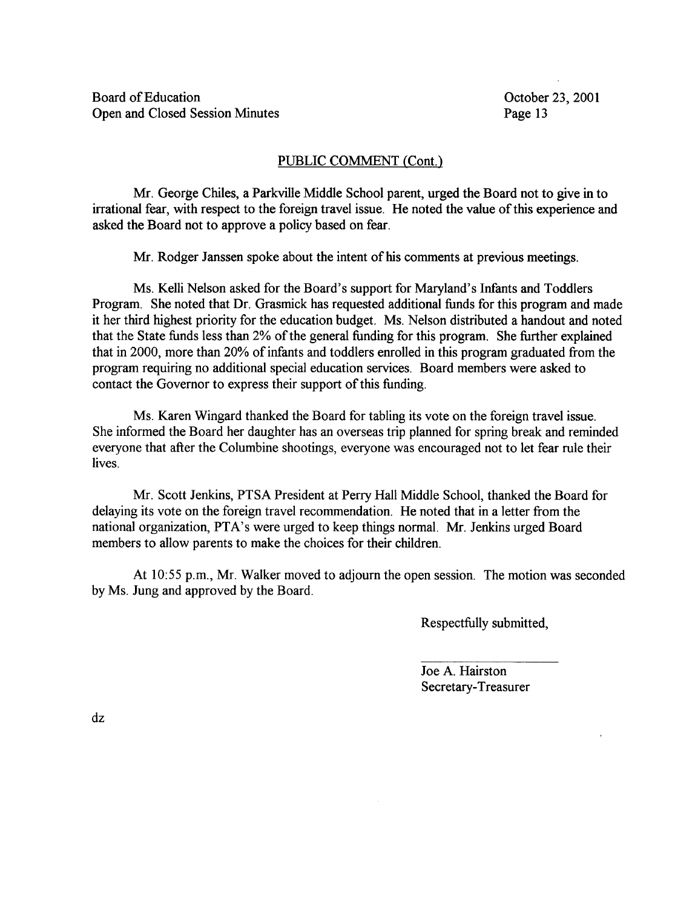## PUBLIC COMMENT (Cont.)

Mr. George Chiles, a Parkville Middle School parent, urged the Board not to give in to irrational fear, with respect to the foreign travel issue. He noted the value of this experience and asked the Board not to approve a policy based on fear.

Mr. Rodger Janssen spoke about the intent of his comments at previous meetings.

Ms. Kelli Nelson asked for the Board's support for Maryland's Infants and Toddlers Program. She noted that Dr. Grasmick has requested additional funds for this program and made it her third highest priority for the education budget. Ms. Nelson distributed a handout and noted that the State funds less than 2% of the general funding for this program. She further explained that in 2000, more than 20% of infants and toddlers enrolled in this program graduated from the program requiring no additional special education services. Board members were asked to contact the Governor to express their support of this funding.

Ms. Karen Wingard thanked the Board for tabling its vote on the foreign travel issue. She informed the Board her daughter has an overseas trip planned for spring break and reminded everyone that after the Columbine shootings, everyone was encouraged not to let fear rule their lives.

Mr. Scott Jenkins, PTSA President at Perry Hall Middle School, thanked the Board for delaying its vote on the foreign travel recommendation. He noted that in a letter from the national organization, PTA's were urged to keep things normal. Mr. Jenkins urged Board members to allow parents to make the choices for their children.

At 10:55 p.m., Mr. Walker moved to adjourn the open session. The motion was seconded by Ms. Jung and approved by the Board.

Respectfully submitted,

Joe A. Hairston
Secretary-Treasurer

dz